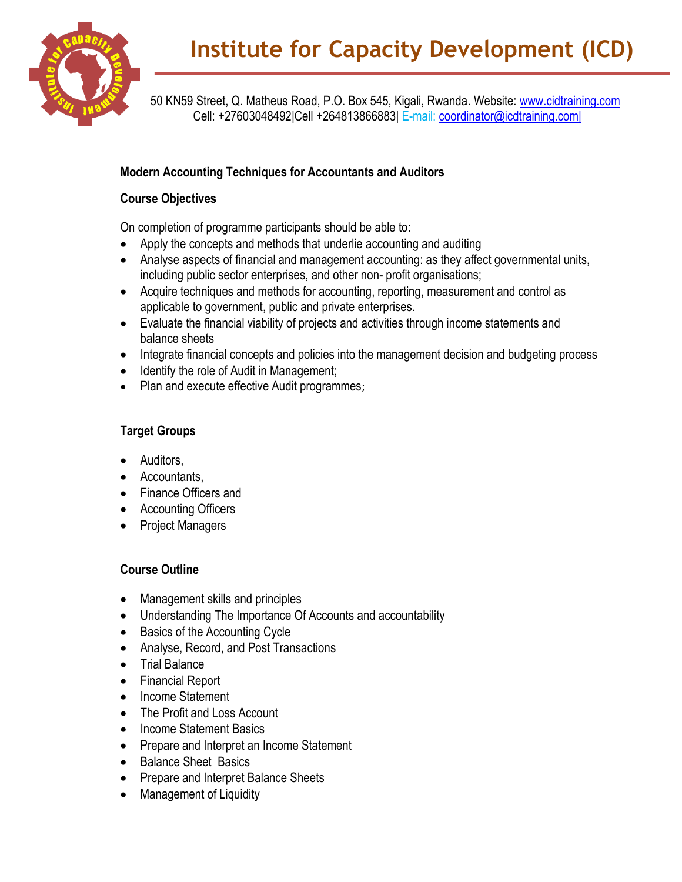# Institute for Capacity Development (ICD)

50 KN59 Street, Q. Matheus Road, P.O. Box 545, Kigali, Rwanda. Website: www.cidtraining.com
Cell: +27603048492|Cell +264813866883| E-mail: coordinator@icdtraining.com|

**Modern Accounting Techniques for Accountants and Auditors**

**Course Objectives**

On completion of programme participants should be able to:

- Apply the concepts and methods that underlie accounting and auditing
- Analyse aspects of financial and management accounting: as they affect governmental units, including public sector enterprises, and other non- profit organisations;
- Acquire techniques and methods for accounting, reporting, measurement and control as applicable to government, public and private enterprises.
- Evaluate the financial viability of projects and activities through income statements and balance sheets
- Integrate financial concepts and policies into the management decision and budgeting process
- Identify the role of Audit in Management;
- Plan and execute effective Audit programmes;

**Target Groups**

- Auditors,
- Accountants,
- Finance Officers and
- Accounting Officers
- Project Managers

**Course Outline**

- Management skills and principles
- Understanding The Importance Of Accounts and accountability
- Basics of the Accounting Cycle
- Analyse, Record, and Post Transactions
- Trial Balance
- Financial Report
- Income Statement
- The Profit and Loss Account
- Income Statement Basics
- Prepare and Interpret an Income Statement
- Balance Sheet Basics
- Prepare and Interpret Balance Sheets
- Management of Liquidity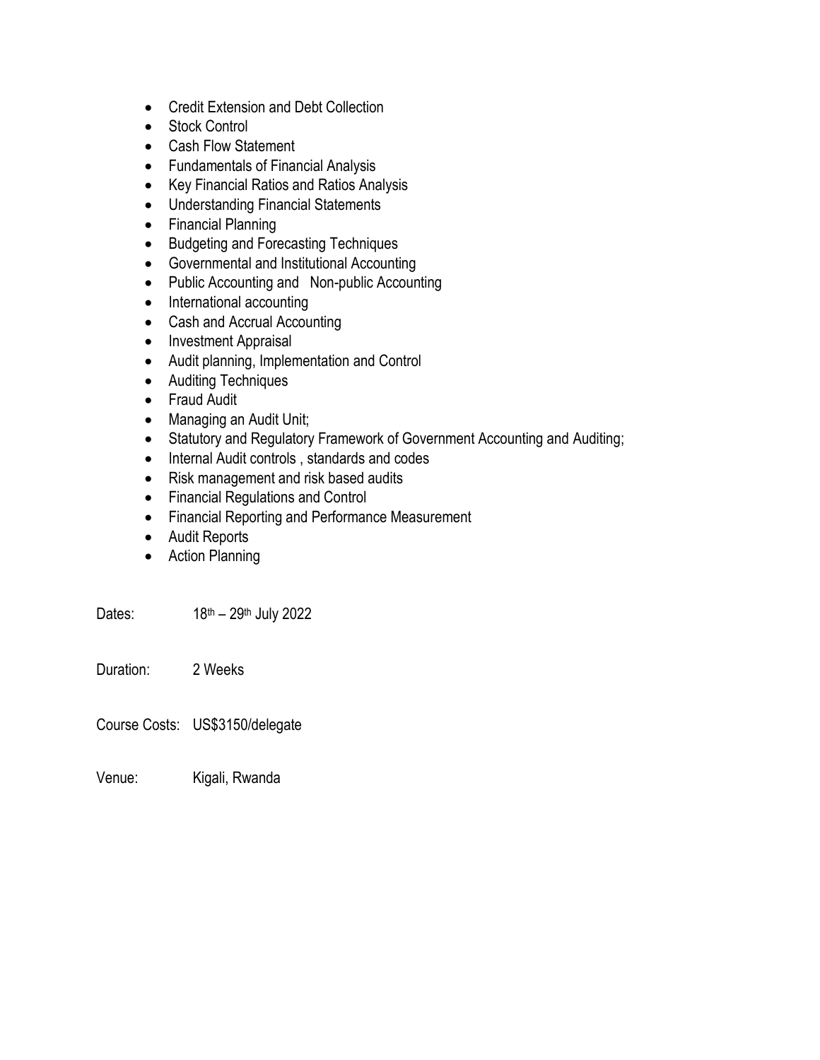- Credit Extension and Debt Collection
- Stock Control
- Cash Flow Statement
- Fundamentals of Financial Analysis
- Key Financial Ratios and Ratios Analysis
- Understanding Financial Statements
- Financial Planning
- Budgeting and Forecasting Techniques
- Governmental and Institutional Accounting
- Public Accounting and Non-public Accounting
- International accounting
- Cash and Accrual Accounting
- Investment Appraisal
- Audit planning, Implementation and Control
- Auditing Techniques
- Fraud Audit
- Managing an Audit Unit;
- Statutory and Regulatory Framework of Government Accounting and Auditing;
- Internal Audit controls , standards and codes
- Risk management and risk based audits
- Financial Regulations and Control
- Financial Reporting and Performance Measurement
- Audit Reports
- Action Planning

Dates: 18th – 29th July 2022

Duration: 2 Weeks

Course Costs: US$3150/delegate

Venue: Kigali, Rwanda